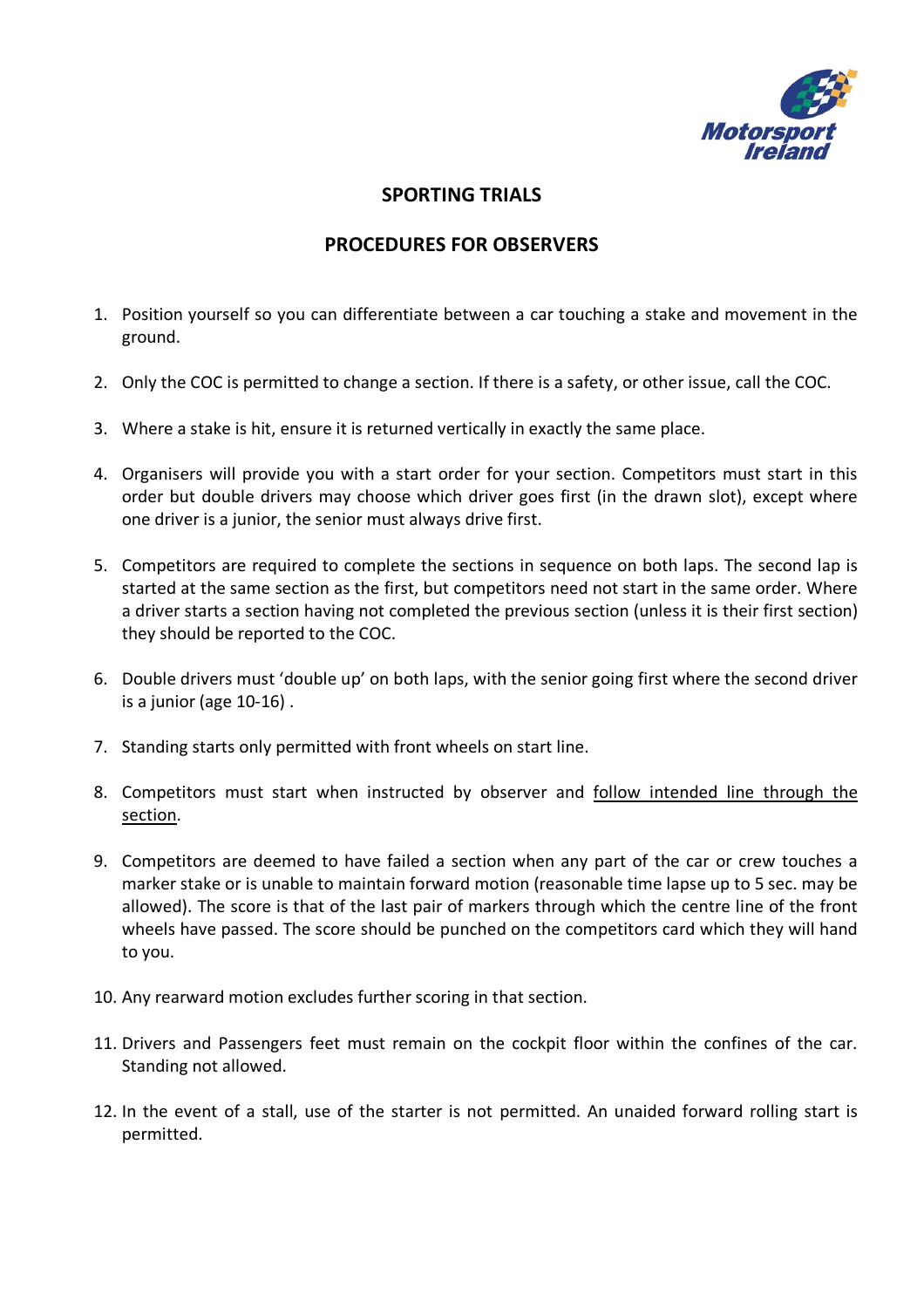# SPORTING TRIALS

## PROCEDURES FOR OBSERVERS

1. Position yourself so you can differentiate between a car touching a stake and movement in the ground.

2. Only the COC is permitted to change a section. If there is a safety, or other issue, call the COC.

3. Where a stake is hit, ensure it is returned vertically in exactly the same place.

4. Organisers will provide you with a start order for your section. Competitors must start in this order but double drivers may choose which driver goes first (in the drawn slot), except where one driver is a junior, the senior must always drive first.

5. Competitors are required to complete the sections in sequence on both laps. The second lap is started at the same section as the first, but competitors need not start in the same order. Where a driver starts a section having not completed the previous section (unless it is their first section) they should be reported to the COC.

6. Double drivers must 'double up' on both laps, with the senior going first where the second driver is a junior (age 10-16) .

7. Standing starts only permitted with front wheels on start line.

8. Competitors must start when instructed by observer and <u>follow intended line through the section</u>.

9. Competitors are deemed to have failed a section when any part of the car or crew touches a marker stake or is unable to maintain forward motion (reasonable time lapse up to 5 sec. may be allowed). The score is that of the last pair of markers through which the centre line of the front wheels have passed. The score should be punched on the competitors card which they will hand to you.

10. Any rearward motion excludes further scoring in that section.

11. Drivers and Passengers feet must remain on the cockpit floor within the confines of the car. Standing not allowed.

12. In the event of a stall, use of the starter is not permitted. An unaided forward rolling start is permitted.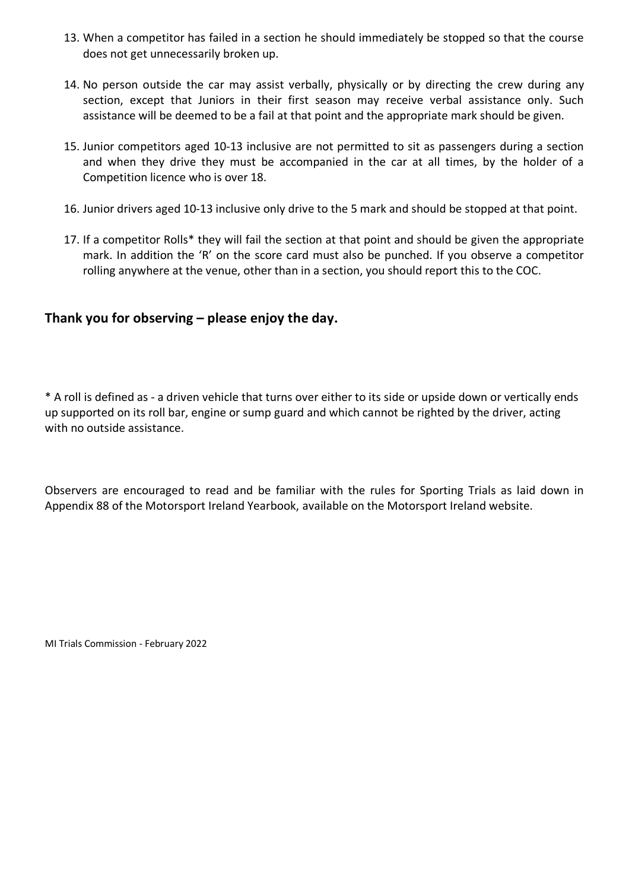13. When a competitor has failed in a section he should immediately be stopped so that the course does not get unnecessarily broken up.

14. No person outside the car may assist verbally, physically or by directing the crew during any section, except that Juniors in their first season may receive verbal assistance only. Such assistance will be deemed to be a fail at that point and the appropriate mark should be given.

15. Junior competitors aged 10-13 inclusive are not permitted to sit as passengers during a section and when they drive they must be accompanied in the car at all times, by the holder of a Competition licence who is over 18.

16. Junior drivers aged 10-13 inclusive only drive to the 5 mark and should be stopped at that point.

17. If a competitor Rolls* they will fail the section at that point and should be given the appropriate mark. In addition the 'R' on the score card must also be punched. If you observe a competitor rolling anywhere at the venue, other than in a section, you should report this to the COC.

## Thank you for observing – please enjoy the day.

* A roll is defined as - a driven vehicle that turns over either to its side or upside down or vertically ends up supported on its roll bar, engine or sump guard and which cannot be righted by the driver, acting with no outside assistance.

Observers are encouraged to read and be familiar with the rules for Sporting Trials as laid down in Appendix 88 of the Motorsport Ireland Yearbook, available on the Motorsport Ireland website.

MI Trials Commission - February 2022